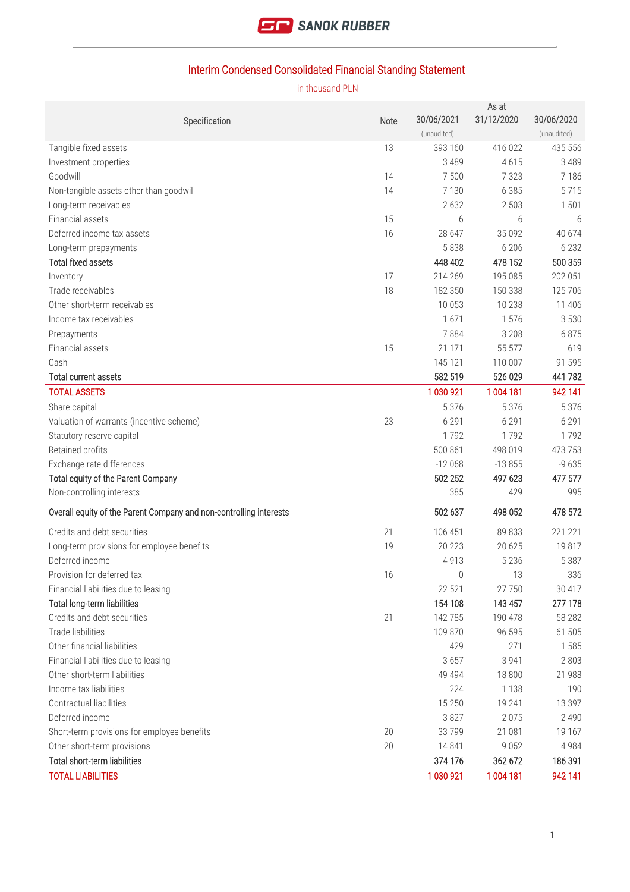## Interim Condensed Consolidated Financial Standing Statement

in thousand PLN

| Specification | Note | As at 30/06/2021 (unaudited) | 31/12/2020 | 30/06/2020 (unaudited) |
|---|---|---|---|---|
| Tangible fixed assets | 13 | 393 160 | 416 022 | 435 556 |
| Investment properties | | 3 489 | 4 615 | 3 489 |
| Goodwill | 14 | 7 500 | 7 323 | 7 186 |
| Non-tangible assets other than goodwill | 14 | 7 130 | 6 385 | 5 715 |
| Long-term receivables | | 2 632 | 2 503 | 1 501 |
| Financial assets | 15 | 6 | 6 | 6 |
| Deferred income tax assets | 16 | 28 647 | 35 092 | 40 674 |
| Long-term prepayments | | 5 838 | 6 206 | 6 232 |
| Total fixed assets | | 448 402 | 478 152 | 500 359 |
| Inventory | 17 | 214 269 | 195 085 | 202 051 |
| Trade receivables | 18 | 182 350 | 150 338 | 125 706 |
| Other short-term receivables | | 10 053 | 10 238 | 11 406 |
| Income tax receivables | | 1 671 | 1 576 | 3 530 |
| Prepayments | | 7 884 | 3 208 | 6 875 |
| Financial assets | 15 | 21 171 | 55 577 | 619 |
| Cash | | 145 121 | 110 007 | 91 595 |
| Total current assets | | 582 519 | 526 029 | 441 782 |
| TOTAL ASSETS | | 1 030 921 | 1 004 181 | 942 141 |
| Share capital | | 5 376 | 5 376 | 5 376 |
| Valuation of warrants (incentive scheme) | 23 | 6 291 | 6 291 | 6 291 |
| Statutory reserve capital | | 1 792 | 1 792 | 1 792 |
| Retained profits | | 500 861 | 498 019 | 473 753 |
| Exchange rate differences | | -12 068 | -13 855 | -9 635 |
| Total equity of the Parent Company | | 502 252 | 497 623 | 477 577 |
| Non-controlling interests | | 385 | 429 | 995 |
| Overall equity of the Parent Company and non-controlling interests | | 502 637 | 498 052 | 478 572 |
| Credits and debt securities | 21 | 106 451 | 89 833 | 221 221 |
| Long-term provisions for employee benefits | 19 | 20 223 | 20 625 | 19 817 |
| Deferred income | | 4 913 | 5 236 | 5 387 |
| Provision for deferred tax | 16 | 0 | 13 | 336 |
| Financial liabilities due to leasing | | 22 521 | 27 750 | 30 417 |
| Total long-term liabilities | | 154 108 | 143 457 | 277 178 |
| Credits and debt securities | 21 | 142 785 | 190 478 | 58 282 |
| Trade liabilities | | 109 870 | 96 595 | 61 505 |
| Other financial liabilities | | 429 | 271 | 1 585 |
| Financial liabilities due to leasing | | 3 657 | 3 941 | 2 803 |
| Other short-term liabilities | | 49 494 | 18 800 | 21 988 |
| Income tax liabilities | | 224 | 1 138 | 190 |
| Contractual liabilities | | 15 250 | 19 241 | 13 397 |
| Deferred income | | 3 827 | 2 075 | 2 490 |
| Short-term provisions for employee benefits | 20 | 33 799 | 21 081 | 19 167 |
| Other short-term provisions | 20 | 14 841 | 9 052 | 4 984 |
| Total short-term liabilities | | 374 176 | 362 672 | 186 391 |
| TOTAL LIABILITIES | | 1 030 921 | 1 004 181 | 942 141 |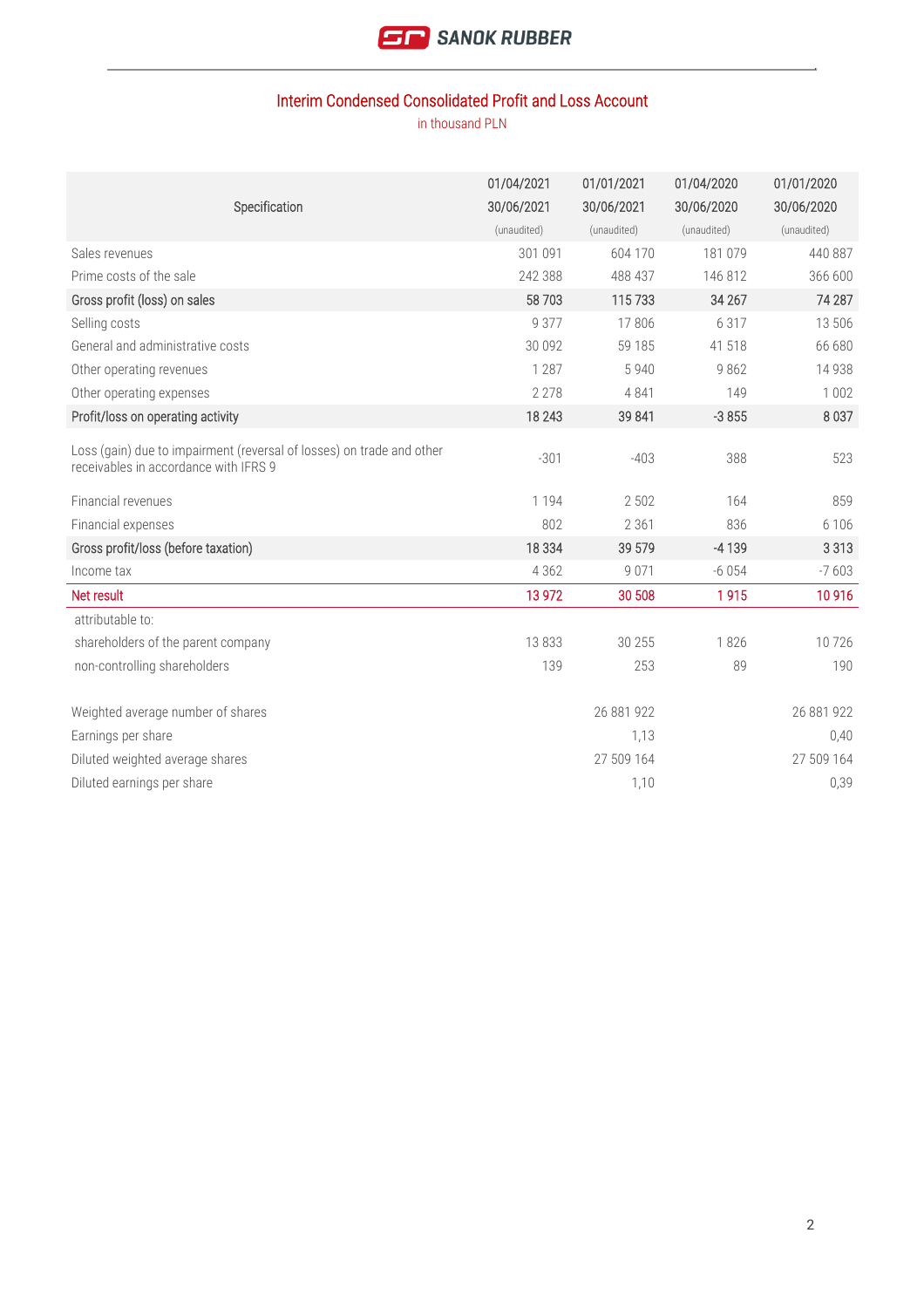## Interim Condensed Consolidated Profit and Loss Account

in thousand PLN

| Specification | 01/04/2021 30/06/2021 (unaudited) | 01/01/2021 30/06/2021 (unaudited) | 01/04/2020 30/06/2020 (unaudited) | 01/01/2020 30/06/2020 (unaudited) |
|---|---|---|---|---|
| Sales revenues | 301 091 | 604 170 | 181 079 | 440 887 |
| Prime costs of the sale | 242 388 | 488 437 | 146 812 | 366 600 |
| **Gross profit (loss) on sales** | **58 703** | **115 733** | **34 267** | **74 287** |
| Selling costs | 9 377 | 17 806 | 6 317 | 13 506 |
| General and administrative costs | 30 092 | 59 185 | 41 518 | 66 680 |
| Other operating revenues | 1 287 | 5 940 | 9 862 | 14 938 |
| Other operating expenses | 2 278 | 4 841 | 149 | 1 002 |
| **Profit/loss on operating activity** | **18 243** | **39 841** | **-3 855** | **8 037** |
| Loss (gain) due to impairment (reversal of losses) on trade and other receivables in accordance with IFRS 9 | -301 | -403 | 388 | 523 |
| Financial revenues | 1 194 | 2 502 | 164 | 859 |
| Financial expenses | 802 | 2 361 | 836 | 6 106 |
| **Gross profit/loss (before taxation)** | **18 334** | **39 579** | **-4 139** | **3 313** |
| Income tax | 4 362 | 9 071 | -6 054 | -7 603 |
| **Net result** | **13 972** | **30 508** | **1 915** | **10 916** |
| attributable to: | | | | |
| shareholders of the parent company | 13 833 | 30 255 | 1 826 | 10 726 |
| non-controlling shareholders | 139 | 253 | 89 | 190 |
| Weighted average number of shares | | 26 881 922 | | 26 881 922 |
| Earnings per share | | 1,13 | | 0,40 |
| Diluted weighted average shares | | 27 509 164 | | 27 509 164 |
| Diluted earnings per share | | 1,10 | | 0,39 |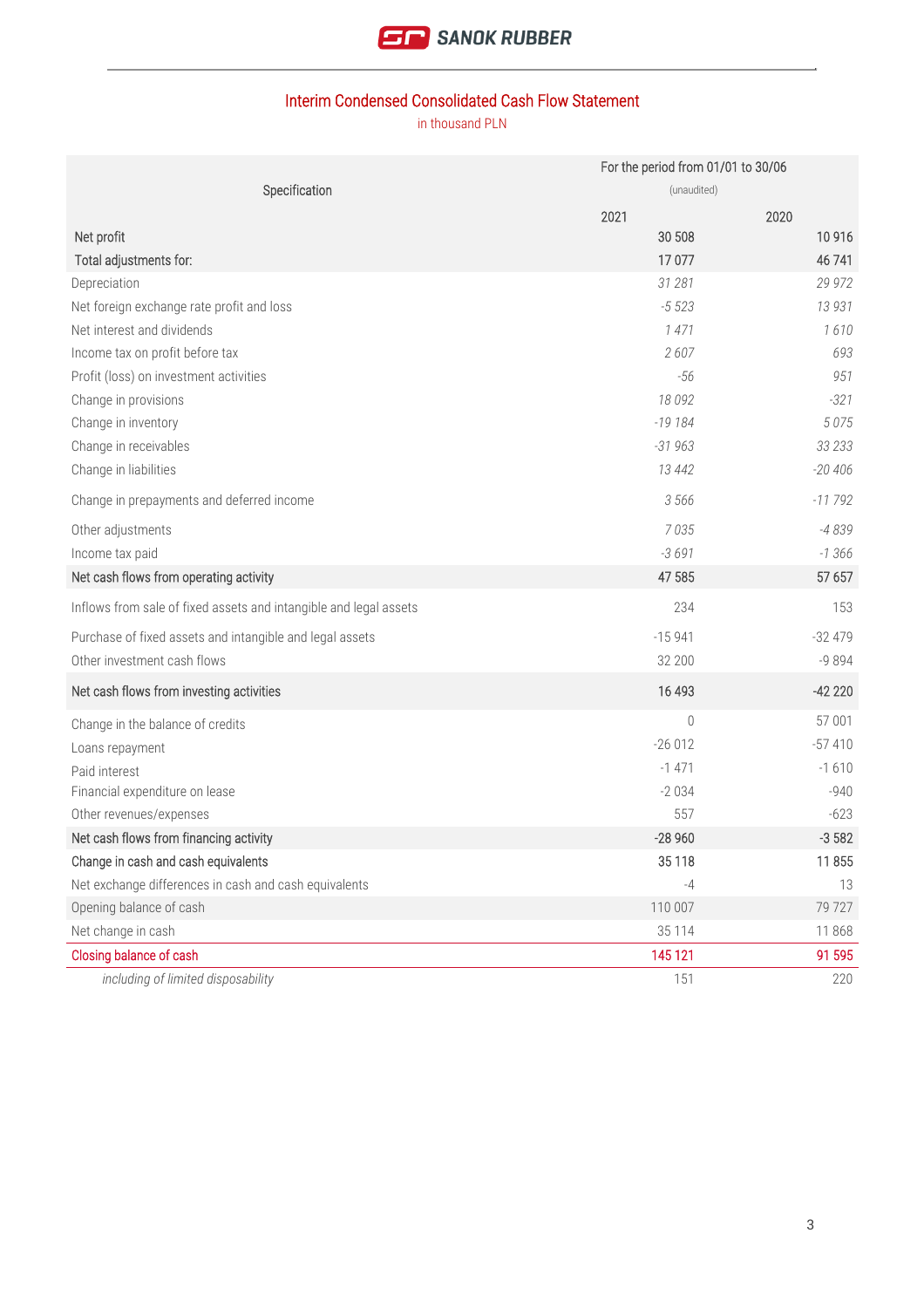## Interim Condensed Consolidated Cash Flow Statement

in thousand PLN

| Specification | For the period from 01/01 to 30/06 (unaudited) | |
|---|---|---|
| | 2021 | 2020 |
| Net profit | 30 508 | 10 916 |
| Total adjustments for: | 17 077 | 46 741 |
| Depreciation | *31 281* | *29 972* |
| Net foreign exchange rate profit and loss | *-5 523* | *13 931* |
| Net interest and dividends | *1 471* | *1 610* |
| Income tax on profit before tax | *2 607* | *693* |
| Profit (loss) on investment activities | *-56* | *951* |
| Change in provisions | *18 092* | *-321* |
| Change in inventory | *-19 184* | *5 075* |
| Change in receivables | *-31 963* | *33 233* |
| Change in liabilities | *13 442* | *-20 406* |
| Change in prepayments and deferred income | *3 566* | *-11 792* |
| Other adjustments | *7 035* | *-4 839* |
| Income tax paid | *-3 691* | *-1 366* |
| Net cash flows from operating activity | 47 585 | 57 657 |
| Inflows from sale of fixed assets and intangible and legal assets | 234 | 153 |
| Purchase of fixed assets and intangible and legal assets | -15 941 | -32 479 |
| Other investment cash flows | 32 200 | -9 894 |
| Net cash flows from investing activities | 16 493 | -42 220 |
| Change in the balance of credits | 0 | 57 001 |
| Loans repayment | -26 012 | -57 410 |
| Paid interest | -1 471 | -1 610 |
| Financial expenditure on lease | -2 034 | -940 |
| Other revenues/expenses | 557 | -623 |
| Net cash flows from financing activity | -28 960 | -3 582 |
| Change in cash and cash equivalents | 35 118 | 11 855 |
| Net exchange differences in cash and cash equivalents | -4 | 13 |
| Opening balance of cash | 110 007 | 79 727 |
| Net change in cash | 35 114 | 11 868 |
| Closing balance of cash | 145 121 | 91 595 |
| *including of limited disposability* | 151 | 220 |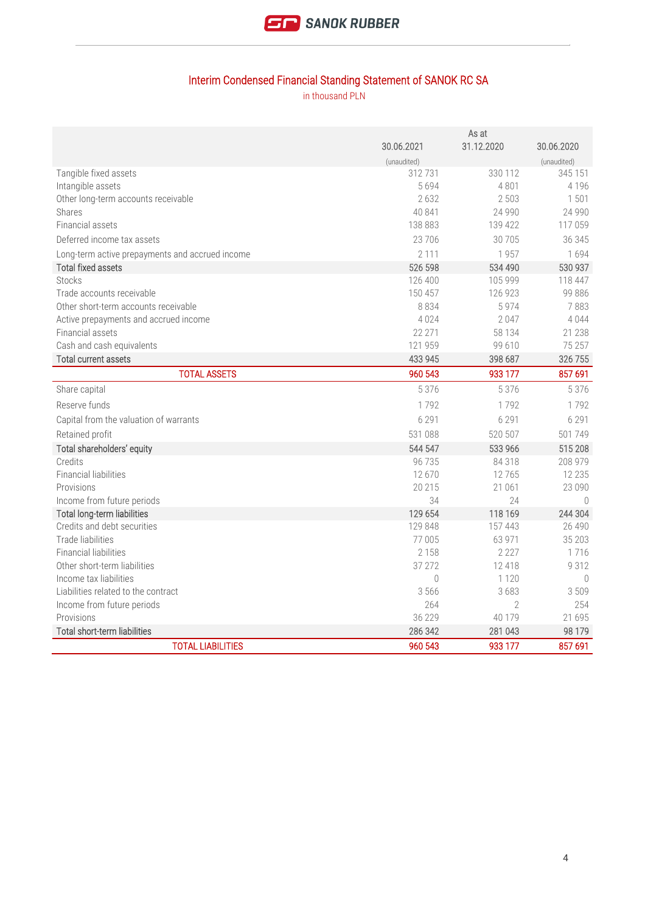## Interim Condensed Financial Standing Statement of SANOK RC SA

in thousand PLN

| | As at | | |
|---|---|---|---|
| | 30.06.2021 | 31.12.2020 | 30.06.2020 |
| | (unaudited) | | (unaudited) |
| Tangible fixed assets | 312 731 | 330 112 | 345 151 |
| Intangible assets | 5 694 | 4 801 | 4 196 |
| Other long-term accounts receivable | 2 632 | 2 503 | 1 501 |
| Shares | 40 841 | 24 990 | 24 990 |
| Financial assets | 138 883 | 139 422 | 117 059 |
| Deferred income tax assets | 23 706 | 30 705 | 36 345 |
| Long-term active prepayments and accrued income | 2 111 | 1 957 | 1 694 |
| Total fixed assets | 526 598 | 534 490 | 530 937 |
| Stocks | 126 400 | 105 999 | 118 447 |
| Trade accounts receivable | 150 457 | 126 923 | 99 886 |
| Other short-term accounts receivable | 8 834 | 5 974 | 7 883 |
| Active prepayments and accrued income | 4 024 | 2 047 | 4 044 |
| Financial assets | 22 271 | 58 134 | 21 238 |
| Cash and cash equivalents | 121 959 | 99 610 | 75 257 |
| Total current assets | 433 945 | 398 687 | 326 755 |
| TOTAL ASSETS | 960 543 | 933 177 | 857 691 |
| Share capital | 5 376 | 5 376 | 5 376 |
| Reserve funds | 1 792 | 1 792 | 1 792 |
| Capital from the valuation of warrants | 6 291 | 6 291 | 6 291 |
| Retained profit | 531 088 | 520 507 | 501 749 |
| Total shareholders' equity | 544 547 | 533 966 | 515 208 |
| Credits | 96 735 | 84 318 | 208 979 |
| Financial liabilities | 12 670 | 12 765 | 12 235 |
| Provisions | 20 215 | 21 061 | 23 090 |
| Income from future periods | 34 | 24 | 0 |
| Total long-term liabilities | 129 654 | 118 169 | 244 304 |
| Credits and debt securities | 129 848 | 157 443 | 26 490 |
| Trade liabilities | 77 005 | 63 971 | 35 203 |
| Financial liabilities | 2 158 | 2 227 | 1 716 |
| Other short-term liabilities | 37 272 | 12 418 | 9 312 |
| Income tax liabilities | 0 | 1 120 | 0 |
| Liabilities related to the contract | 3 566 | 3 683 | 3 509 |
| Income from future periods | 264 | 2 | 254 |
| Provisions | 36 229 | 40 179 | 21 695 |
| Total short-term liabilities | 286 342 | 281 043 | 98 179 |
| TOTAL LIABILITIES | 960 543 | 933 177 | 857 691 |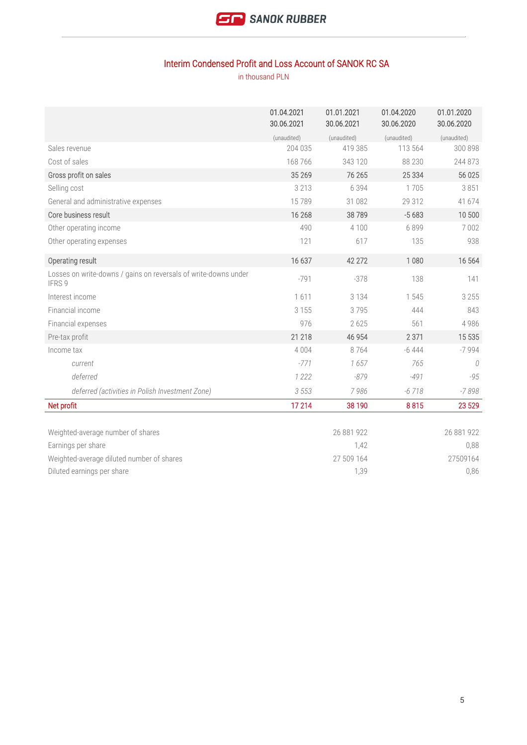## Interim Condensed Profit and Loss Account of SANOK RC SA

in thousand PLN

| | 01.04.2021 30.06.2021 | 01.01.2021 30.06.2021 | 01.04.2020 30.06.2020 | 01.01.2020 30.06.2020 |
|---|---|---|---|---|
| | (unaudited) | (unaudited) | (unaudited) | (unaudited) |
| Sales revenue | 204 035 | 419 385 | 113 564 | 300 898 |
| Cost of sales | 168 766 | 343 120 | 88 230 | 244 873 |
| Gross profit on sales | 35 269 | 76 265 | 25 334 | 56 025 |
| Selling cost | 3 213 | 6 394 | 1 705 | 3 851 |
| General and administrative expenses | 15 789 | 31 082 | 29 312 | 41 674 |
| Core business result | 16 268 | 38 789 | -5 683 | 10 500 |
| Other operating income | 490 | 4 100 | 6 899 | 7 002 |
| Other operating expenses | 121 | 617 | 135 | 938 |
| Operating result | 16 637 | 42 272 | 1 080 | 16 564 |
| Losses on write-downs / gains on reversals of write-downs under IFRS 9 | -791 | -378 | 138 | 141 |
| Interest income | 1 611 | 3 134 | 1 545 | 3 255 |
| Financial income | 3 155 | 3 795 | 444 | 843 |
| Financial expenses | 976 | 2 625 | 561 | 4 986 |
| Pre-tax profit | 21 218 | 46 954 | 2 371 | 15 535 |
| Income tax | 4 004 | 8 764 | -6 444 | -7 994 |
| *current* | *-771* | *1 657* | *765* | *0* |
| *deferred* | *1 222* | *-879* | *-491* | *-95* |
| *deferred (activities in Polish Investment Zone)* | *3 553* | *7 986* | *-6 718* | *-7 898* |
| **Net profit** | **17 214** | **38 190** | **8 815** | **23 529** |

| | | | | |
|---|---|---|---|---|
| Weighted-average number of shares | | 26 881 922 | | 26 881 922 |
| Earnings per share | | 1,42 | | 0,88 |
| Weighted-average diluted number of shares | | 27 509 164 | | 27509164 |
| Diluted earnings per share | | 1,39 | | 0,86 |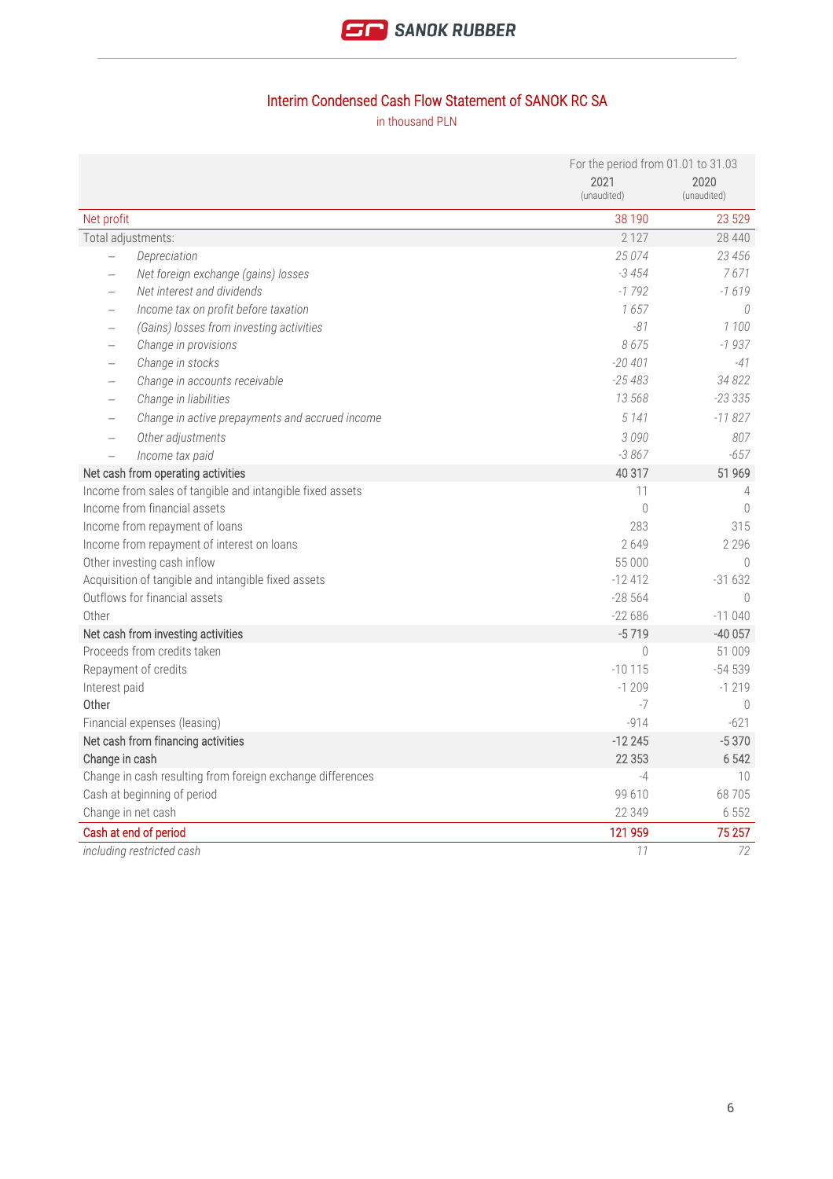## Interim Condensed Cash Flow Statement of SANOK RC SA

in thousand PLN

| | For the period from 01.01 to 31.03 | |
|---|---|---|
| | 2021 (unaudited) | 2020 (unaudited) |
| Net profit | 38 190 | 23 529 |
| Total adjustments: | 2 127 | 28 440 |
| – *Depreciation* | *25 074* | *23 456* |
| – *Net foreign exchange (gains) losses* | *-3 454* | *7 671* |
| – *Net interest and dividends* | *-1 792* | *-1 619* |
| – *Income tax on profit before taxation* | *1 657* | *0* |
| – *(Gains) losses from investing activities* | *-81* | *1 100* |
| – *Change in provisions* | *8 675* | *-1 937* |
| – *Change in stocks* | *-20 401* | *-41* |
| – *Change in accounts receivable* | *-25 483* | *34 822* |
| – *Change in liabilities* | *13 568* | *-23 335* |
| – *Change in active prepayments and accrued income* | *5 141* | *-11 827* |
| – *Other adjustments* | *3 090* | *807* |
| – *Income tax paid* | *-3 867* | *-657* |
| Net cash from operating activities | 40 317 | 51 969 |
| Income from sales of tangible and intangible fixed assets | 11 | 4 |
| Income from financial assets | 0 | 0 |
| Income from repayment of loans | 283 | 315 |
| Income from repayment of interest on loans | 2 649 | 2 296 |
| Other investing cash inflow | 55 000 | 0 |
| Acquisition of tangible and intangible fixed assets | -12 412 | -31 632 |
| Outflows for financial assets | -28 564 | 0 |
| Other | -22 686 | -11 040 |
| Net cash from investing activities | -5 719 | -40 057 |
| Proceeds from credits taken | 0 | 51 009 |
| Repayment of credits | -10 115 | -54 539 |
| Interest paid | -1 209 | -1 219 |
| Other | -7 | 0 |
| Financial expenses (leasing) | -914 | -621 |
| Net cash from financing activities | -12 245 | -5 370 |
| Change in cash | 22 353 | 6 542 |
| Change in cash resulting from foreign exchange differences | -4 | 10 |
| Cash at beginning of period | 99 610 | 68 705 |
| Change in net cash | 22 349 | 6 552 |
| Cash at end of period | 121 959 | 75 257 |
| *including restricted cash* | *11* | *72* |